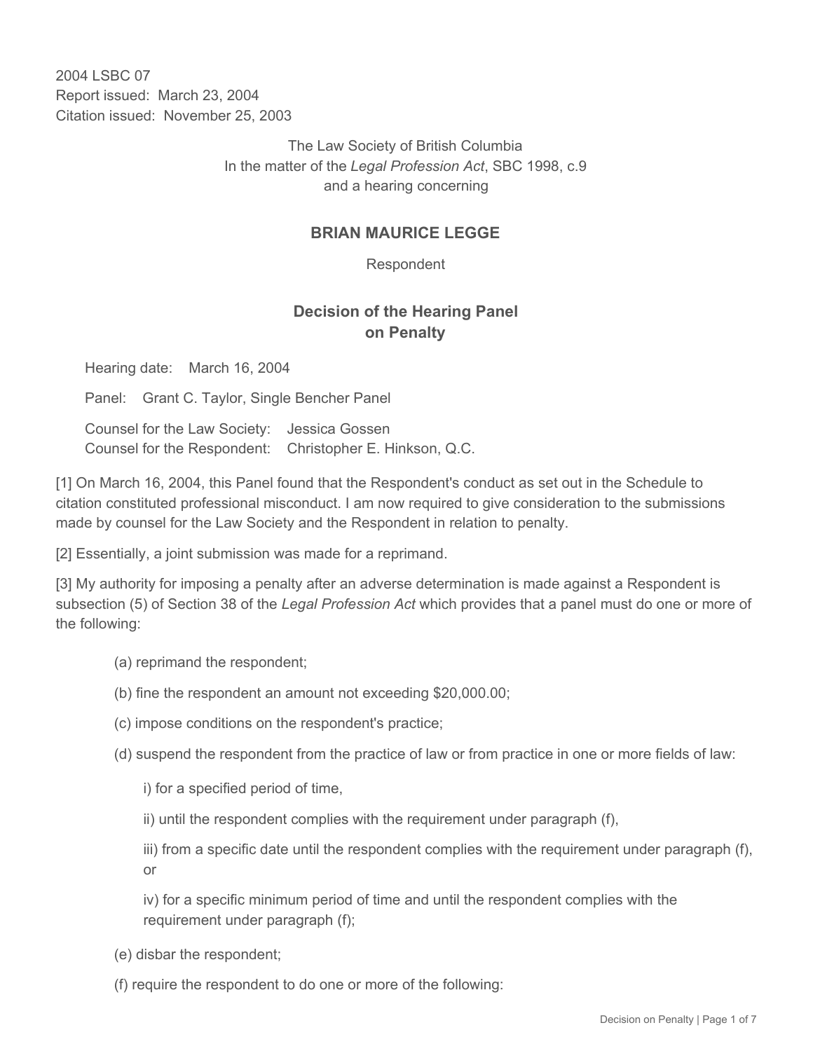2004 LSBC 07
Report issued: March 23, 2004
Citation issued: November 25, 2003

The Law Society of British Columbia
In the matter of the *Legal Profession Act*, SBC 1998, c.9
and a hearing concerning

## BRIAN MAURICE LEGGE

Respondent

## Decision of the Hearing Panel on Penalty

Hearing date: March 16, 2004

Panel: Grant C. Taylor, Single Bencher Panel

Counsel for the Law Society: Jessica Gossen
Counsel for the Respondent: Christopher E. Hinkson, Q.C.

[1] On March 16, 2004, this Panel found that the Respondent's conduct as set out in the Schedule to citation constituted professional misconduct. I am now required to give consideration to the submissions made by counsel for the Law Society and the Respondent in relation to penalty.

[2] Essentially, a joint submission was made for a reprimand.

[3] My authority for imposing a penalty after an adverse determination is made against a Respondent is subsection (5) of Section 38 of the *Legal Profession Act* which provides that a panel must do one or more of the following:

> (a) reprimand the respondent;
>
> (b) fine the respondent an amount not exceeding $20,000.00;
>
> (c) impose conditions on the respondent's practice;
>
> (d) suspend the respondent from the practice of law or from practice in one or more fields of law:
>
> > i) for a specified period of time,
> >
> > ii) until the respondent complies with the requirement under paragraph (f),
> >
> > iii) from a specific date until the respondent complies with the requirement under paragraph (f), or
> >
> > iv) for a specific minimum period of time and until the respondent complies with the requirement under paragraph (f);
>
> (e) disbar the respondent;
>
> (f) require the respondent to do one or more of the following: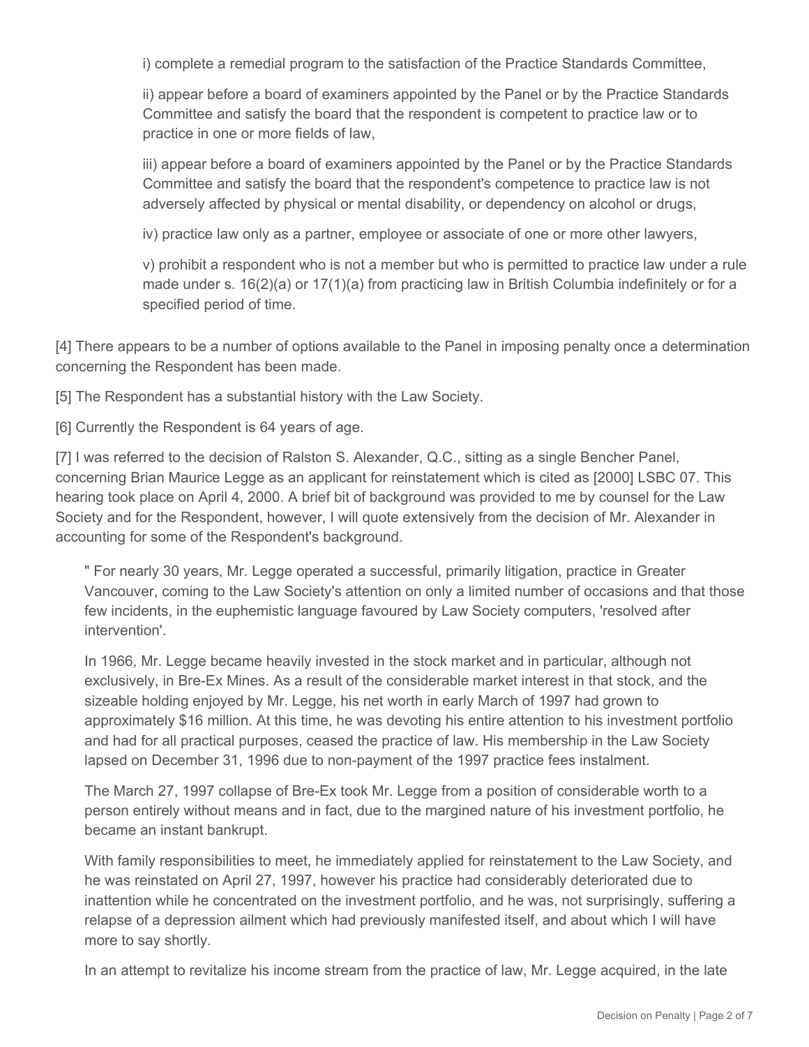i) complete a remedial program to the satisfaction of the Practice Standards Committee,

ii) appear before a board of examiners appointed by the Panel or by the Practice Standards Committee and satisfy the board that the respondent is competent to practice law or to practice in one or more fields of law,

iii) appear before a board of examiners appointed by the Panel or by the Practice Standards Committee and satisfy the board that the respondent's competence to practice law is not adversely affected by physical or mental disability, or dependency on alcohol or drugs,

iv) practice law only as a partner, employee or associate of one or more other lawyers,

v) prohibit a respondent who is not a member but who is permitted to practice law under a rule made under s. 16(2)(a) or 17(1)(a) from practicing law in British Columbia indefinitely or for a specified period of time.

[4] There appears to be a number of options available to the Panel in imposing penalty once a determination concerning the Respondent has been made.

[5] The Respondent has a substantial history with the Law Society.

[6] Currently the Respondent is 64 years of age.

[7] I was referred to the decision of Ralston S. Alexander, Q.C., sitting as a single Bencher Panel, concerning Brian Maurice Legge as an applicant for reinstatement which is cited as [2000] LSBC 07. This hearing took place on April 4, 2000. A brief bit of background was provided to me by counsel for the Law Society and for the Respondent, however, I will quote extensively from the decision of Mr. Alexander in accounting for some of the Respondent's background.

> " For nearly 30 years, Mr. Legge operated a successful, primarily litigation, practice in Greater Vancouver, coming to the Law Society's attention on only a limited number of occasions and that those few incidents, in the euphemistic language favoured by Law Society computers, 'resolved after intervention'.
>
> In 1966, Mr. Legge became heavily invested in the stock market and in particular, although not exclusively, in Bre-Ex Mines. As a result of the considerable market interest in that stock, and the sizeable holding enjoyed by Mr. Legge, his net worth in early March of 1997 had grown to approximately $16 million. At this time, he was devoting his entire attention to his investment portfolio and had for all practical purposes, ceased the practice of law. His membership in the Law Society lapsed on December 31, 1996 due to non-payment of the 1997 practice fees instalment.
>
> The March 27, 1997 collapse of Bre-Ex took Mr. Legge from a position of considerable worth to a person entirely without means and in fact, due to the margined nature of his investment portfolio, he became an instant bankrupt.
>
> With family responsibilities to meet, he immediately applied for reinstatement to the Law Society, and he was reinstated on April 27, 1997, however his practice had considerably deteriorated due to inattention while he concentrated on the investment portfolio, and he was, not surprisingly, suffering a relapse of a depression ailment which had previously manifested itself, and about which I will have more to say shortly.
>
> In an attempt to revitalize his income stream from the practice of law, Mr. Legge acquired, in the late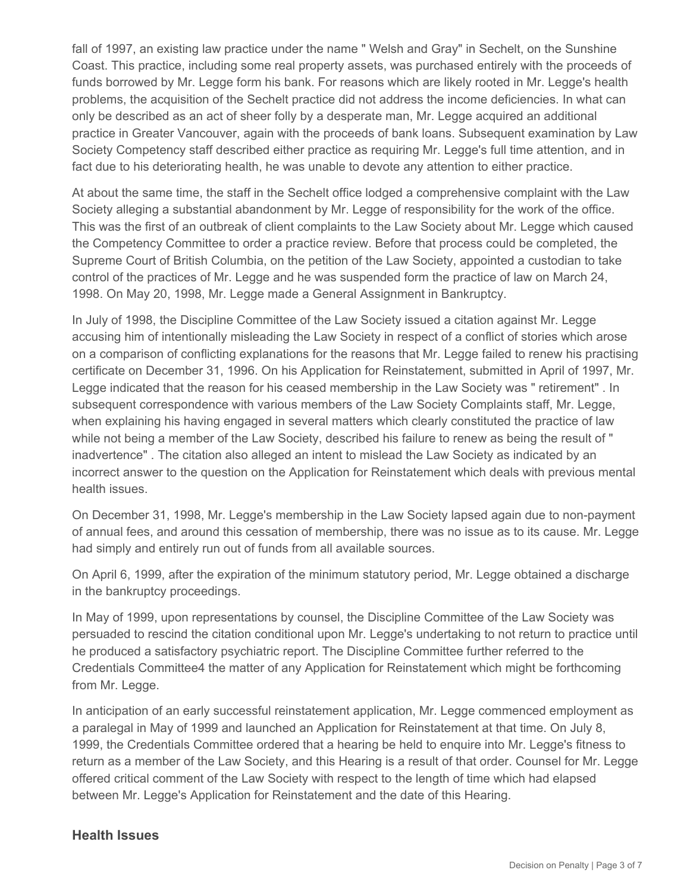fall of 1997, an existing law practice under the name " Welsh and Gray" in Sechelt, on the Sunshine Coast. This practice, including some real property assets, was purchased entirely with the proceeds of funds borrowed by Mr. Legge form his bank. For reasons which are likely rooted in Mr. Legge's health problems, the acquisition of the Sechelt practice did not address the income deficiencies. In what can only be described as an act of sheer folly by a desperate man, Mr. Legge acquired an additional practice in Greater Vancouver, again with the proceeds of bank loans. Subsequent examination by Law Society Competency staff described either practice as requiring Mr. Legge's full time attention, and in fact due to his deteriorating health, he was unable to devote any attention to either practice.

At about the same time, the staff in the Sechelt office lodged a comprehensive complaint with the Law Society alleging a substantial abandonment by Mr. Legge of responsibility for the work of the office. This was the first of an outbreak of client complaints to the Law Society about Mr. Legge which caused the Competency Committee to order a practice review. Before that process could be completed, the Supreme Court of British Columbia, on the petition of the Law Society, appointed a custodian to take control of the practices of Mr. Legge and he was suspended form the practice of law on March 24, 1998. On May 20, 1998, Mr. Legge made a General Assignment in Bankruptcy.

In July of 1998, the Discipline Committee of the Law Society issued a citation against Mr. Legge accusing him of intentionally misleading the Law Society in respect of a conflict of stories which arose on a comparison of conflicting explanations for the reasons that Mr. Legge failed to renew his practising certificate on December 31, 1996. On his Application for Reinstatement, submitted in April of 1997, Mr. Legge indicated that the reason for his ceased membership in the Law Society was " retirement" . In subsequent correspondence with various members of the Law Society Complaints staff, Mr. Legge, when explaining his having engaged in several matters which clearly constituted the practice of law while not being a member of the Law Society, described his failure to renew as being the result of " inadvertence" . The citation also alleged an intent to mislead the Law Society as indicated by an incorrect answer to the question on the Application for Reinstatement which deals with previous mental health issues.

On December 31, 1998, Mr. Legge's membership in the Law Society lapsed again due to non-payment of annual fees, and around this cessation of membership, there was no issue as to its cause. Mr. Legge had simply and entirely run out of funds from all available sources.

On April 6, 1999, after the expiration of the minimum statutory period, Mr. Legge obtained a discharge in the bankruptcy proceedings.

In May of 1999, upon representations by counsel, the Discipline Committee of the Law Society was persuaded to rescind the citation conditional upon Mr. Legge's undertaking to not return to practice until he produced a satisfactory psychiatric report. The Discipline Committee further referred to the Credentials Committee4 the matter of any Application for Reinstatement which might be forthcoming from Mr. Legge.

In anticipation of an early successful reinstatement application, Mr. Legge commenced employment as a paralegal in May of 1999 and launched an Application for Reinstatement at that time. On July 8, 1999, the Credentials Committee ordered that a hearing be held to enquire into Mr. Legge's fitness to return as a member of the Law Society, and this Hearing is a result of that order. Counsel for Mr. Legge offered critical comment of the Law Society with respect to the length of time which had elapsed between Mr. Legge's Application for Reinstatement and the date of this Hearing.

## Health Issues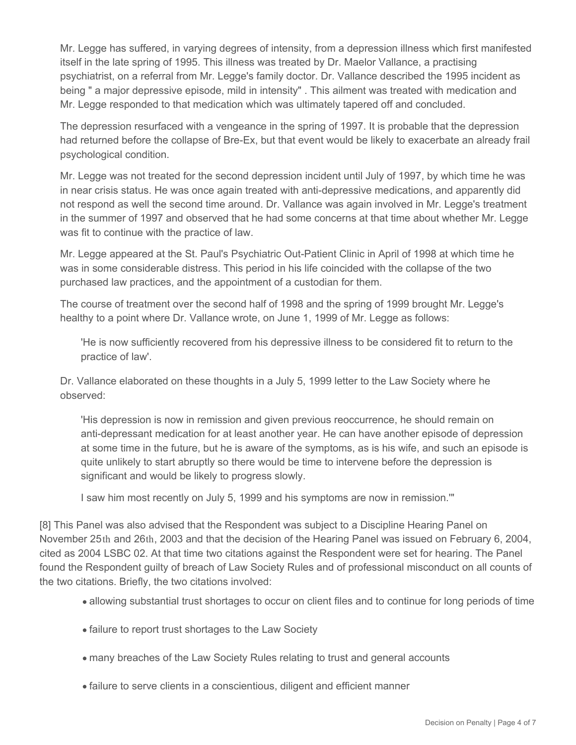Mr. Legge has suffered, in varying degrees of intensity, from a depression illness which first manifested itself in the late spring of 1995. This illness was treated by Dr. Maelor Vallance, a practising psychiatrist, on a referral from Mr. Legge's family doctor. Dr. Vallance described the 1995 incident as being " a major depressive episode, mild in intensity" . This ailment was treated with medication and Mr. Legge responded to that medication which was ultimately tapered off and concluded.

The depression resurfaced with a vengeance in the spring of 1997. It is probable that the depression had returned before the collapse of Bre-Ex, but that event would be likely to exacerbate an already frail psychological condition.

Mr. Legge was not treated for the second depression incident until July of 1997, by which time he was in near crisis status. He was once again treated with anti-depressive medications, and apparently did not respond as well the second time around. Dr. Vallance was again involved in Mr. Legge's treatment in the summer of 1997 and observed that he had some concerns at that time about whether Mr. Legge was fit to continue with the practice of law.

Mr. Legge appeared at the St. Paul's Psychiatric Out-Patient Clinic in April of 1998 at which time he was in some considerable distress. This period in his life coincided with the collapse of the two purchased law practices, and the appointment of a custodian for them.

The course of treatment over the second half of 1998 and the spring of 1999 brought Mr. Legge's healthy to a point where Dr. Vallance wrote, on June 1, 1999 of Mr. Legge as follows:

> 'He is now sufficiently recovered from his depressive illness to be considered fit to return to the practice of law'.

Dr. Vallance elaborated on these thoughts in a July 5, 1999 letter to the Law Society where he observed:

> 'His depression is now in remission and given previous reoccurrence, he should remain on anti-depressant medication for at least another year. He can have another episode of depression at some time in the future, but he is aware of the symptoms, as is his wife, and such an episode is quite unlikely to start abruptly so there would be time to intervene before the depression is significant and would be likely to progress slowly.
>
> I saw him most recently on July 5, 1999 and his symptoms are now in remission.'"

[8] This Panel was also advised that the Respondent was subject to a Discipline Hearing Panel on November 25th and 26th, 2003 and that the decision of the Hearing Panel was issued on February 6, 2004, cited as 2004 LSBC 02. At that time two citations against the Respondent were set for hearing. The Panel found the Respondent guilty of breach of Law Society Rules and of professional misconduct on all counts of the two citations. Briefly, the two citations involved:

- allowing substantial trust shortages to occur on client files and to continue for long periods of time
- failure to report trust shortages to the Law Society
- many breaches of the Law Society Rules relating to trust and general accounts
- failure to serve clients in a conscientious, diligent and efficient manner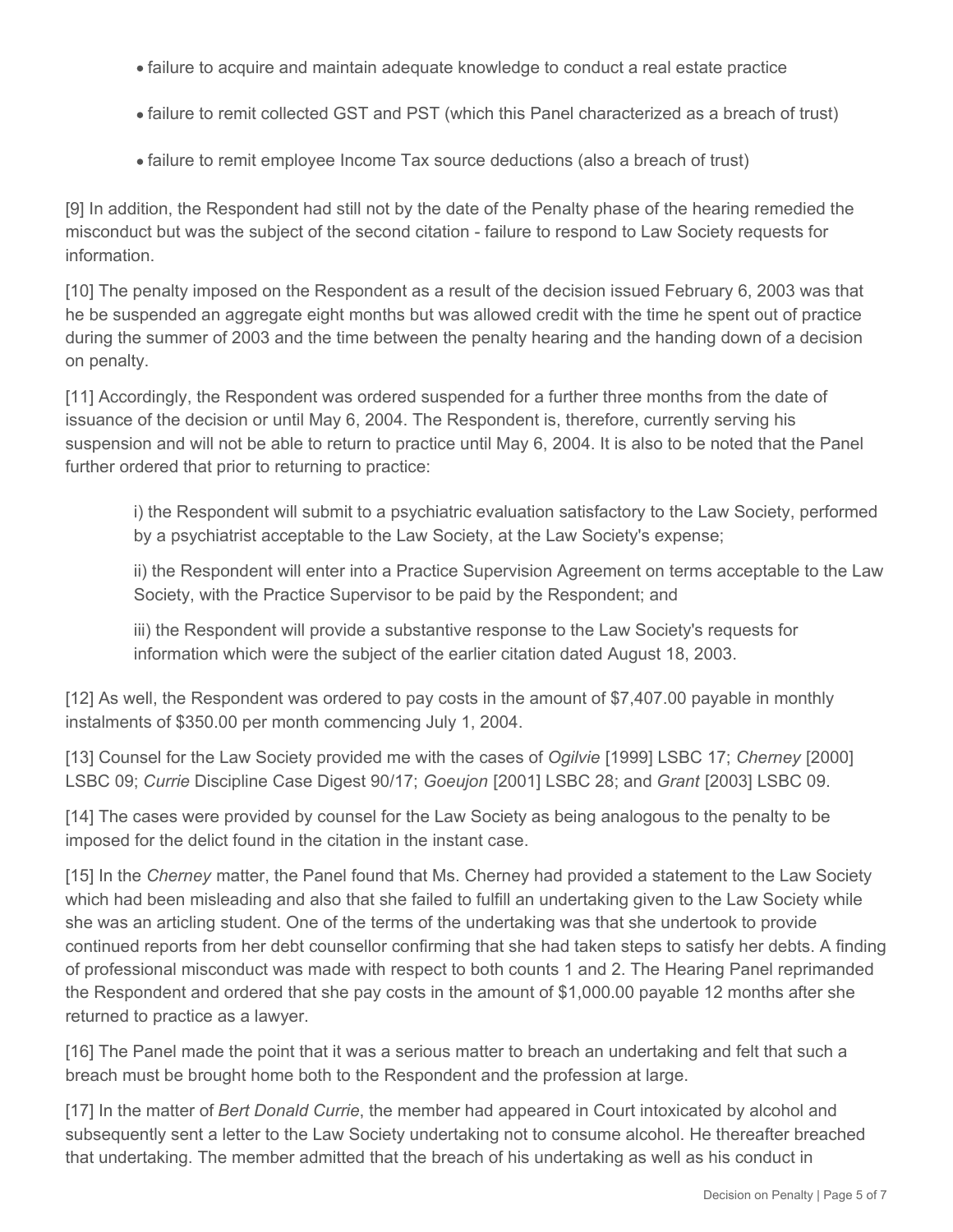- failure to acquire and maintain adequate knowledge to conduct a real estate practice
- failure to remit collected GST and PST (which this Panel characterized as a breach of trust)
- failure to remit employee Income Tax source deductions (also a breach of trust)

[9] In addition, the Respondent had still not by the date of the Penalty phase of the hearing remedied the misconduct but was the subject of the second citation - failure to respond to Law Society requests for information.

[10] The penalty imposed on the Respondent as a result of the decision issued February 6, 2003 was that he be suspended an aggregate eight months but was allowed credit with the time he spent out of practice during the summer of 2003 and the time between the penalty hearing and the handing down of a decision on penalty.

[11] Accordingly, the Respondent was ordered suspended for a further three months from the date of issuance of the decision or until May 6, 2004. The Respondent is, therefore, currently serving his suspension and will not be able to return to practice until May 6, 2004. It is also to be noted that the Panel further ordered that prior to returning to practice:

> i) the Respondent will submit to a psychiatric evaluation satisfactory to the Law Society, performed by a psychiatrist acceptable to the Law Society, at the Law Society's expense;
>
> ii) the Respondent will enter into a Practice Supervision Agreement on terms acceptable to the Law Society, with the Practice Supervisor to be paid by the Respondent; and
>
> iii) the Respondent will provide a substantive response to the Law Society's requests for information which were the subject of the earlier citation dated August 18, 2003.

[12] As well, the Respondent was ordered to pay costs in the amount of $7,407.00 payable in monthly instalments of $350.00 per month commencing July 1, 2004.

[13] Counsel for the Law Society provided me with the cases of *Ogilvie* [1999] LSBC 17; *Cherney* [2000] LSBC 09; *Currie* Discipline Case Digest 90/17; *Goeujon* [2001] LSBC 28; and *Grant* [2003] LSBC 09.

[14] The cases were provided by counsel for the Law Society as being analogous to the penalty to be imposed for the delict found in the citation in the instant case.

[15] In the *Cherney* matter, the Panel found that Ms. Cherney had provided a statement to the Law Society which had been misleading and also that she failed to fulfill an undertaking given to the Law Society while she was an articling student. One of the terms of the undertaking was that she undertook to provide continued reports from her debt counsellor confirming that she had taken steps to satisfy her debts. A finding of professional misconduct was made with respect to both counts 1 and 2. The Hearing Panel reprimanded the Respondent and ordered that she pay costs in the amount of $1,000.00 payable 12 months after she returned to practice as a lawyer.

[16] The Panel made the point that it was a serious matter to breach an undertaking and felt that such a breach must be brought home both to the Respondent and the profession at large.

[17] In the matter of *Bert Donald Currie*, the member had appeared in Court intoxicated by alcohol and subsequently sent a letter to the Law Society undertaking not to consume alcohol. He thereafter breached that undertaking. The member admitted that the breach of his undertaking as well as his conduct in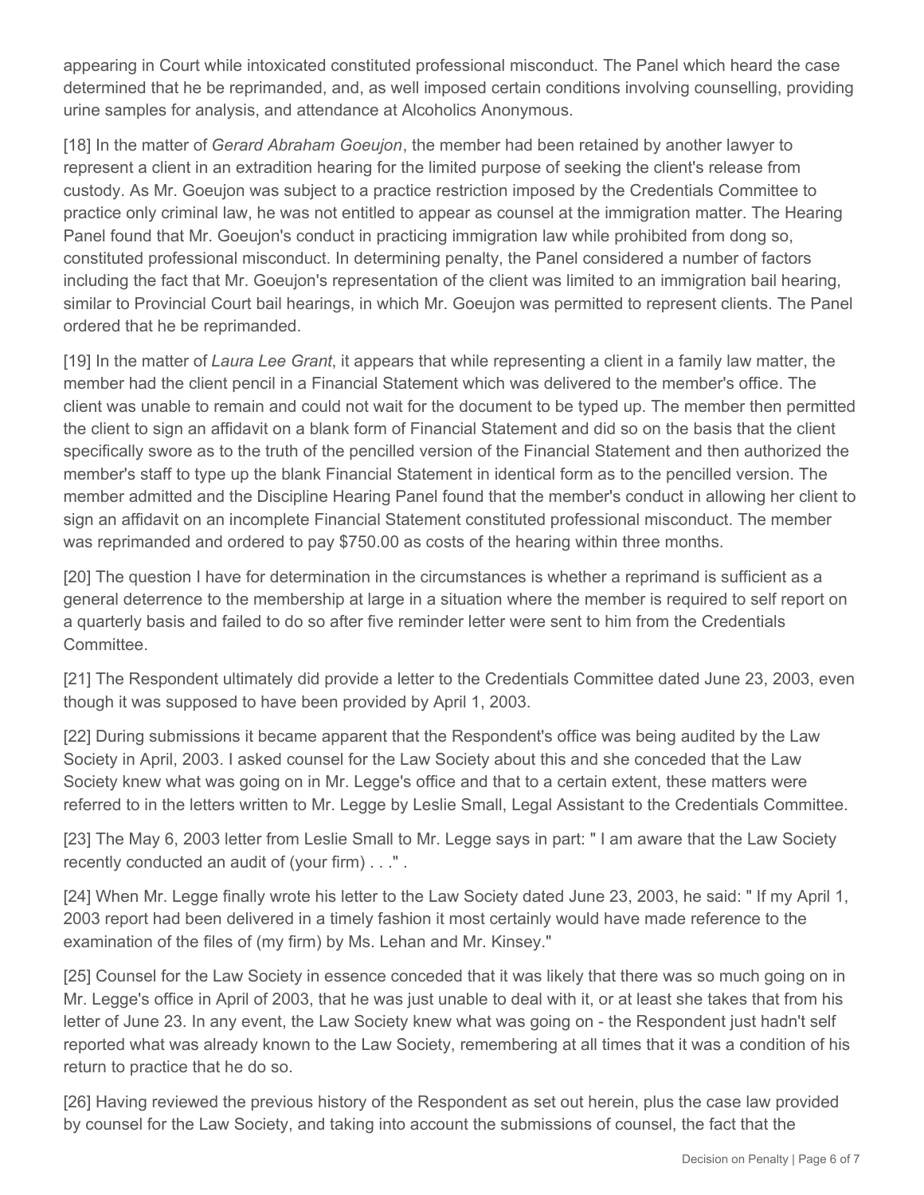appearing in Court while intoxicated constituted professional misconduct. The Panel which heard the case determined that he be reprimanded, and, as well imposed certain conditions involving counselling, providing urine samples for analysis, and attendance at Alcoholics Anonymous.

[18] In the matter of *Gerard Abraham Goeujon*, the member had been retained by another lawyer to represent a client in an extradition hearing for the limited purpose of seeking the client's release from custody. As Mr. Goeujon was subject to a practice restriction imposed by the Credentials Committee to practice only criminal law, he was not entitled to appear as counsel at the immigration matter. The Hearing Panel found that Mr. Goeujon's conduct in practicing immigration law while prohibited from dong so, constituted professional misconduct. In determining penalty, the Panel considered a number of factors including the fact that Mr. Goeujon's representation of the client was limited to an immigration bail hearing, similar to Provincial Court bail hearings, in which Mr. Goeujon was permitted to represent clients. The Panel ordered that he be reprimanded.

[19] In the matter of *Laura Lee Grant*, it appears that while representing a client in a family law matter, the member had the client pencil in a Financial Statement which was delivered to the member's office. The client was unable to remain and could not wait for the document to be typed up. The member then permitted the client to sign an affidavit on a blank form of Financial Statement and did so on the basis that the client specifically swore as to the truth of the pencilled version of the Financial Statement and then authorized the member's staff to type up the blank Financial Statement in identical form as to the pencilled version. The member admitted and the Discipline Hearing Panel found that the member's conduct in allowing her client to sign an affidavit on an incomplete Financial Statement constituted professional misconduct. The member was reprimanded and ordered to pay $750.00 as costs of the hearing within three months.

[20] The question I have for determination in the circumstances is whether a reprimand is sufficient as a general deterrence to the membership at large in a situation where the member is required to self report on a quarterly basis and failed to do so after five reminder letter were sent to him from the Credentials Committee.

[21] The Respondent ultimately did provide a letter to the Credentials Committee dated June 23, 2003, even though it was supposed to have been provided by April 1, 2003.

[22] During submissions it became apparent that the Respondent's office was being audited by the Law Society in April, 2003. I asked counsel for the Law Society about this and she conceded that the Law Society knew what was going on in Mr. Legge's office and that to a certain extent, these matters were referred to in the letters written to Mr. Legge by Leslie Small, Legal Assistant to the Credentials Committee.

[23] The May 6, 2003 letter from Leslie Small to Mr. Legge says in part: " I am aware that the Law Society recently conducted an audit of (your firm) . . ." .

[24] When Mr. Legge finally wrote his letter to the Law Society dated June 23, 2003, he said: " If my April 1, 2003 report had been delivered in a timely fashion it most certainly would have made reference to the examination of the files of (my firm) by Ms. Lehan and Mr. Kinsey."

[25] Counsel for the Law Society in essence conceded that it was likely that there was so much going on in Mr. Legge's office in April of 2003, that he was just unable to deal with it, or at least she takes that from his letter of June 23. In any event, the Law Society knew what was going on - the Respondent just hadn't self reported what was already known to the Law Society, remembering at all times that it was a condition of his return to practice that he do so.

[26] Having reviewed the previous history of the Respondent as set out herein, plus the case law provided by counsel for the Law Society, and taking into account the submissions of counsel, the fact that the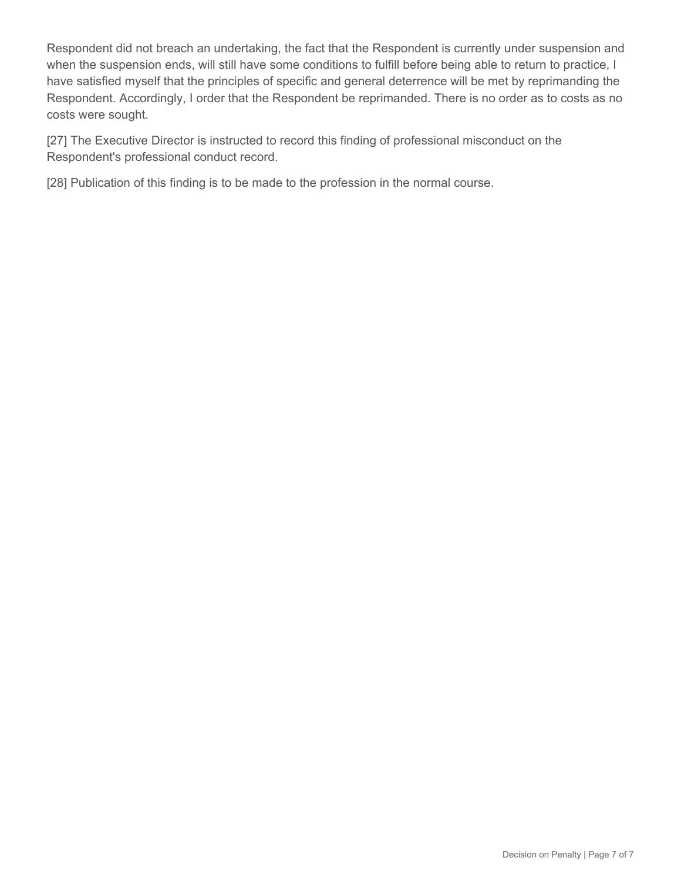Respondent did not breach an undertaking, the fact that the Respondent is currently under suspension and when the suspension ends, will still have some conditions to fulfill before being able to return to practice, I have satisfied myself that the principles of specific and general deterrence will be met by reprimanding the Respondent. Accordingly, I order that the Respondent be reprimanded. There is no order as to costs as no costs were sought.

[27] The Executive Director is instructed to record this finding of professional misconduct on the Respondent's professional conduct record.

[28] Publication of this finding is to be made to the profession in the normal course.